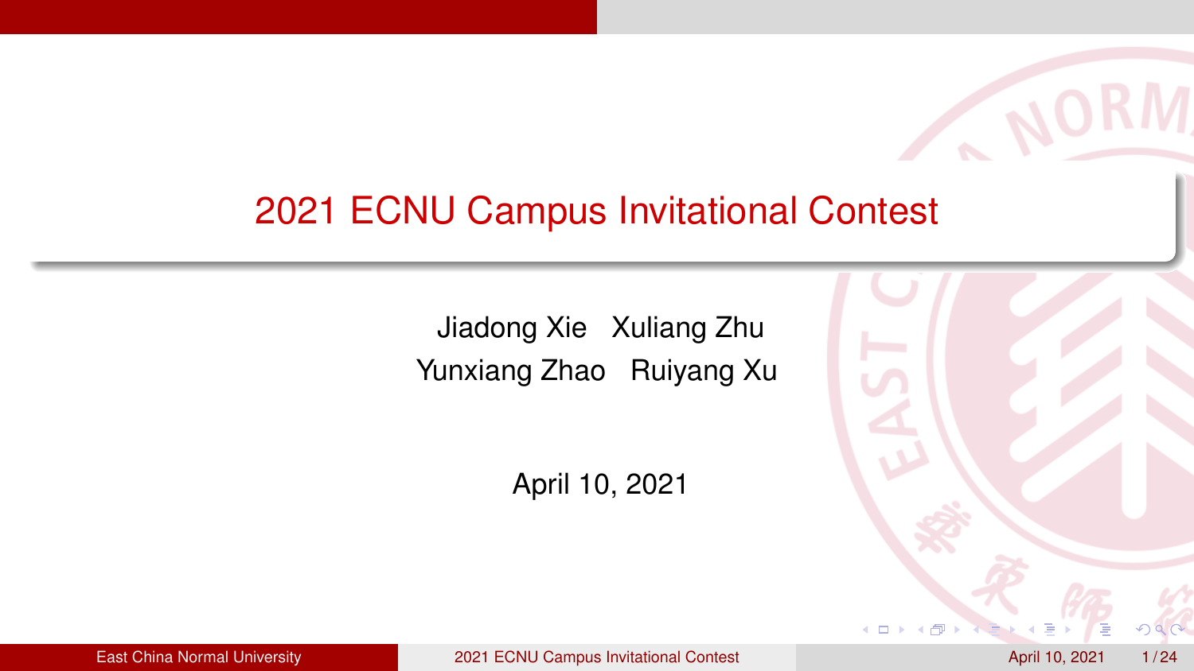# 2021 ECNU Campus Invitational Contest

Jiadong Xie Xuliang Zhu
Yunxiang Zhao Ruiyang Xu

April 10, 2021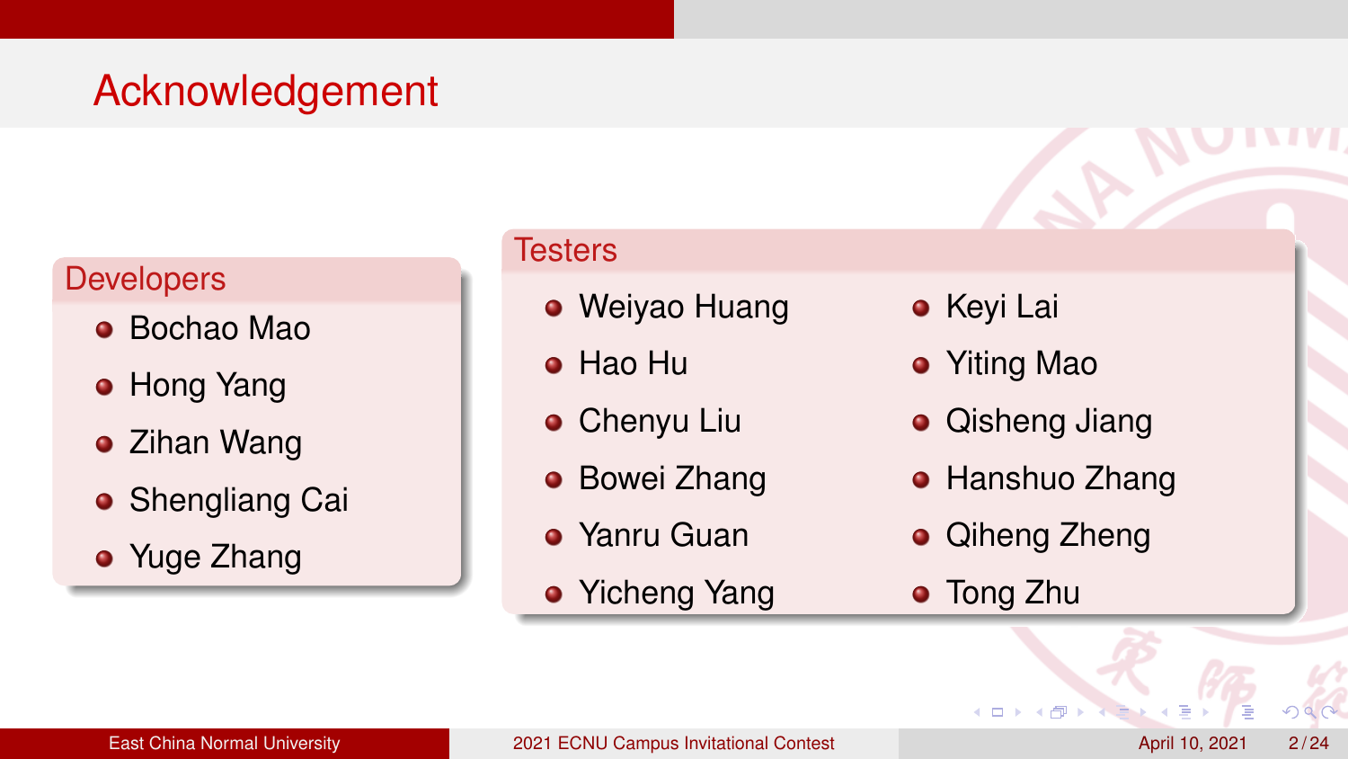# Acknowledgement

## Developers

- Bochao Mao
- Hong Yang
- Zihan Wang
- Shengliang Cai
- Yuge Zhang

## Testers

- Weiyao Huang
- Hao Hu
- Chenyu Liu
- Bowei Zhang
- Yanru Guan
- Yicheng Yang
- Keyi Lai
- Yiting Mao
- Qisheng Jiang
- Hanshuo Zhang
- Qiheng Zheng
- Tong Zhu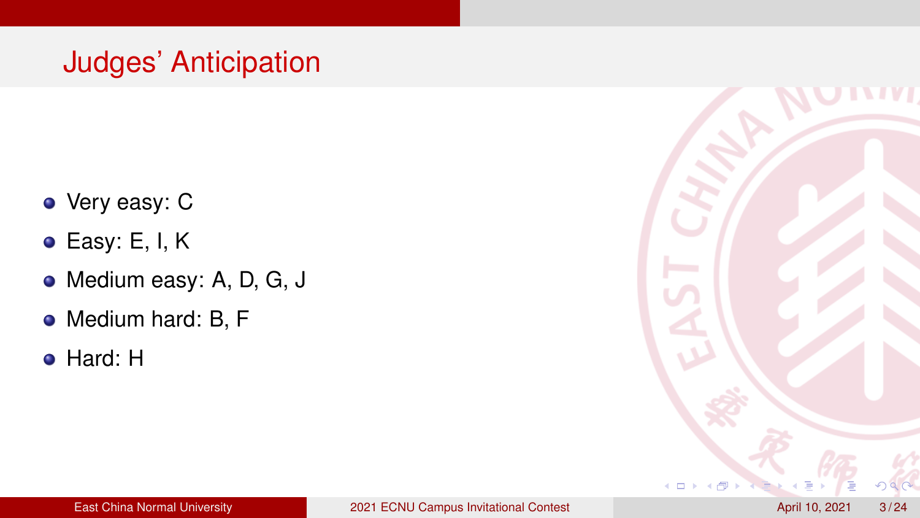# Judges' Anticipation

- Very easy: C
- Easy: E, I, K
- Medium easy: A, D, G, J
- Medium hard: B, F
- Hard: H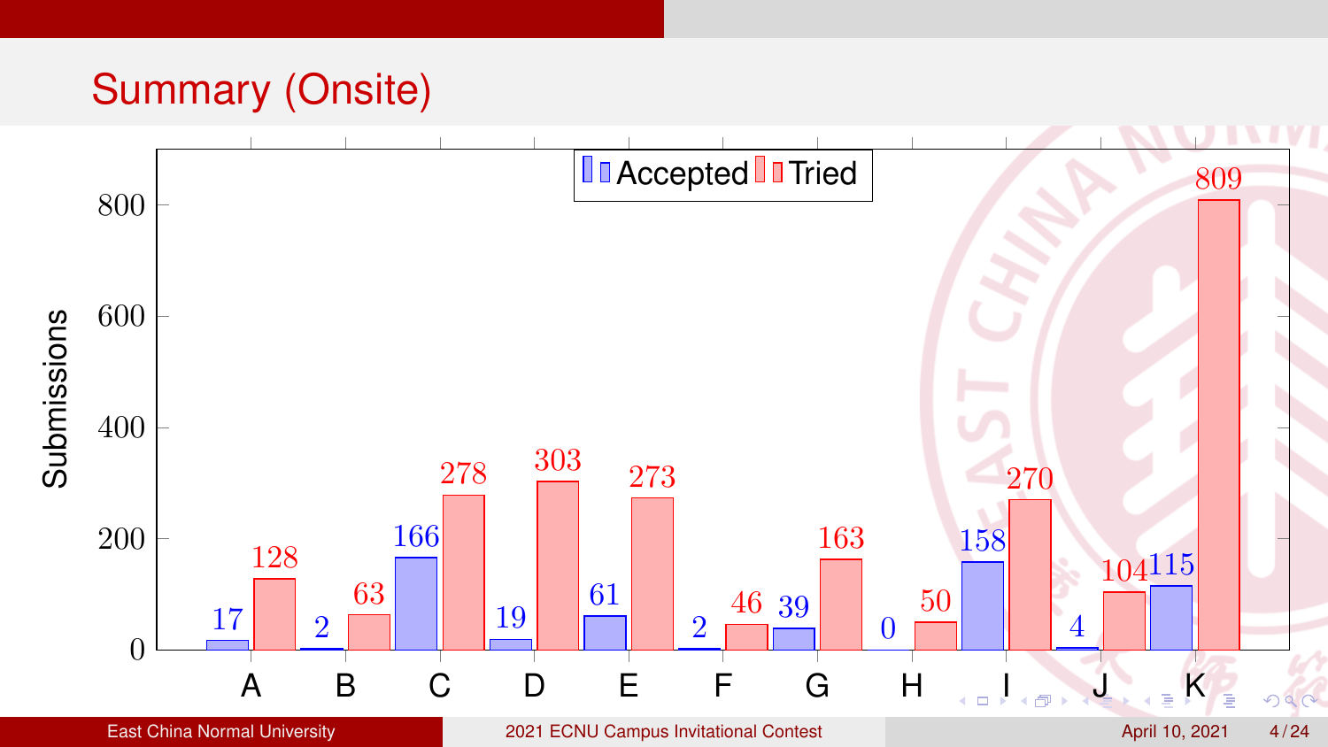# Summary (Onsite)

| Problem | Accepted | Tried |
|---|---|---|
| A | 17 | 128 |
| B | 2 | 63 |
| C | 166 | 278 |
| D | 19 | 303 |
| E | 61 | 273 |
| F | 2 | 46 |
| G | 39 | 163 |
| H | 0 | 50 |
| I | 158 | 270 |
| J | 4 | 104 |
| K | 115 | 809 |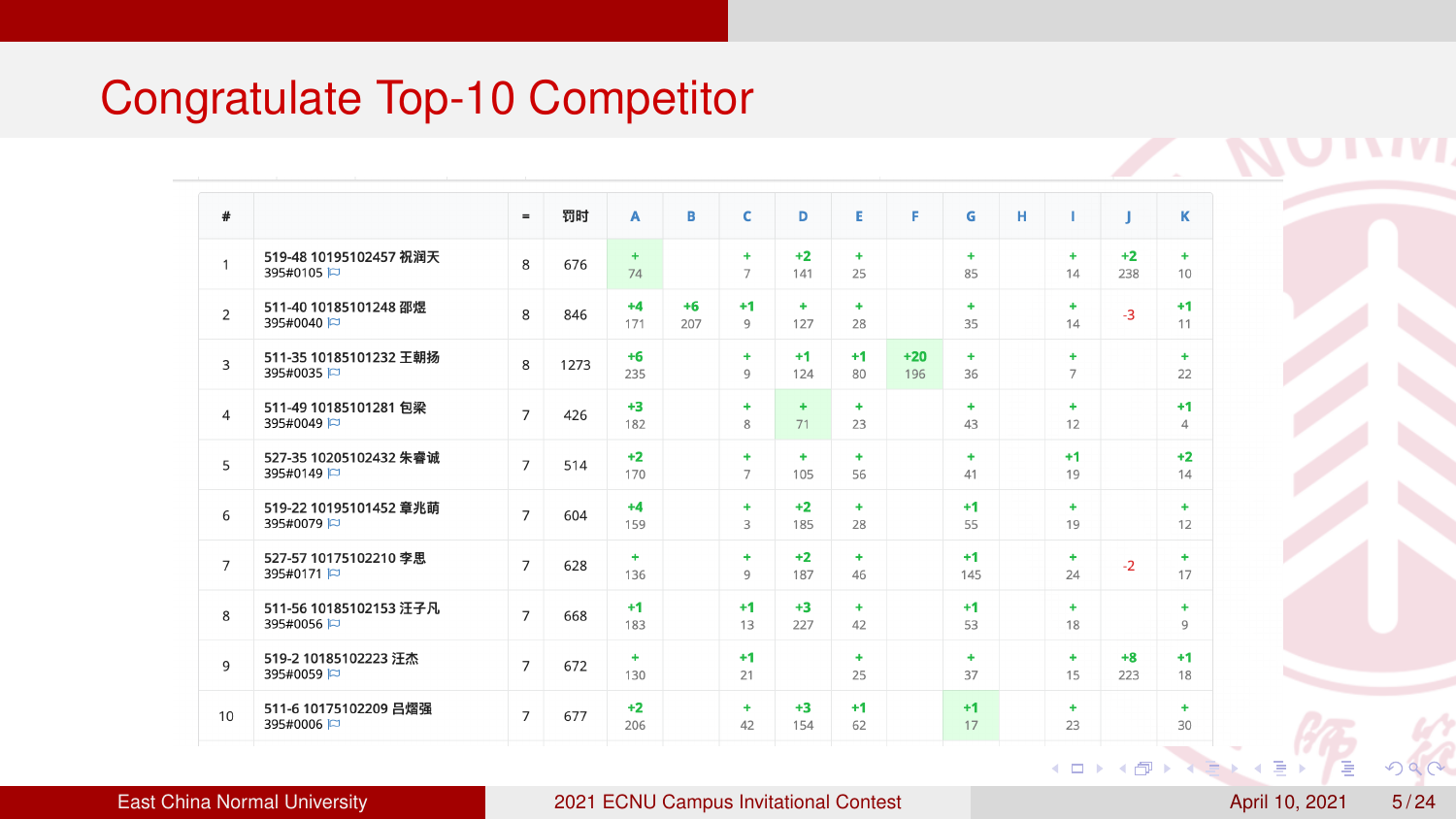# Congratulate Top-10 Competitor

| # | | = | 罚时 | A | B | C | D | E | F | G | H | I | J | K |
|---|---|---|---|---|---|---|---|---|---|---|---|---|---|---|
| 1 | 519-48 10195102457 祝润天 395#0105 | 8 | 676 | + 74 | | + 7 | +2 141 | + 25 | | + 85 | | + 14 | +2 238 | + 10 |
| 2 | 511-40 10185101248 邵煜 395#0040 | 8 | 846 | +4 171 | +6 207 | +1 9 | + 127 | + 28 | | + 35 | | + 14 | -3 | +1 11 |
| 3 | 511-35 10185101232 王朝扬 395#0035 | 8 | 1273 | +6 235 | | + 9 | +1 124 | +1 80 | +20 196 | + 36 | | + 7 | | + 22 |
| 4 | 511-49 10185101281 包梁 395#0049 | 7 | 426 | +3 182 | | + 8 | + 71 | + 23 | | + 43 | | + 12 | | +1 4 |
| 5 | 527-35 10205102432 朱睿诚 395#0149 | 7 | 514 | +2 170 | | + 7 | + 105 | + 56 | | + 41 | | +1 19 | | +2 14 |
| 6 | 519-22 10195101452 章兆萌 395#0079 | 7 | 604 | +4 159 | | + 3 | +2 185 | + 28 | | +1 55 | | + 19 | | + 12 |
| 7 | 527-57 10175102210 李思 395#0171 | 7 | 628 | + 136 | | + 9 | +2 187 | + 46 | | +1 145 | | + 24 | -2 | + 17 |
| 8 | 511-56 10185102153 汪子凡 395#0056 | 7 | 668 | +1 183 | | +1 13 | +3 227 | + 42 | | +1 53 | | + 18 | | + 9 |
| 9 | 519-2 10185102223 汪杰 395#0059 | 7 | 672 | + 130 | | +1 21 | | + 25 | | + 37 | | + 15 | +8 223 | +1 18 |
| 10 | 511-6 10175102209 吕熠强 395#0006 | 7 | 677 | +2 206 | | + 42 | +3 154 | +1 62 | | +1 17 | | + 23 | | + 30 |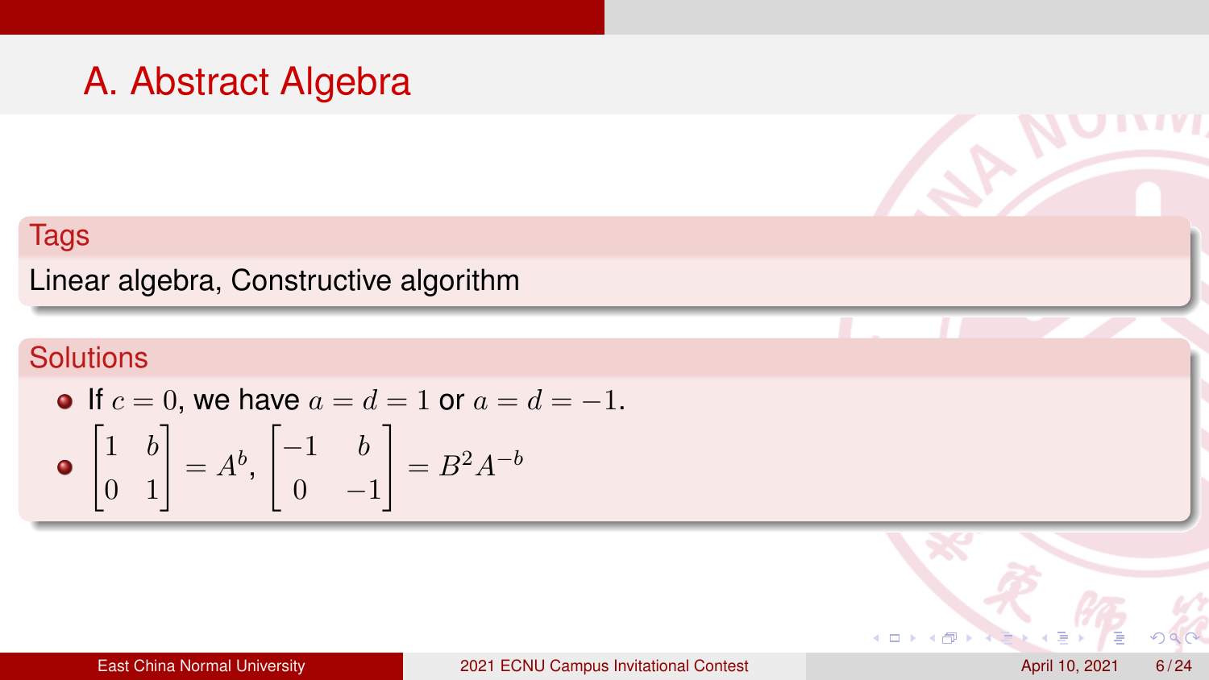# A. Abstract Algebra

## Tags

Linear algebra, Constructive algorithm

## Solutions

- If $c = 0$, we have $a = d = 1$ or $a = d = -1$.
- $\begin{bmatrix} 1 & b \\ 0 & 1 \end{bmatrix} = A^b$, $\begin{bmatrix} -1 & b \\ 0 & -1 \end{bmatrix} = B^2 A^{-b}$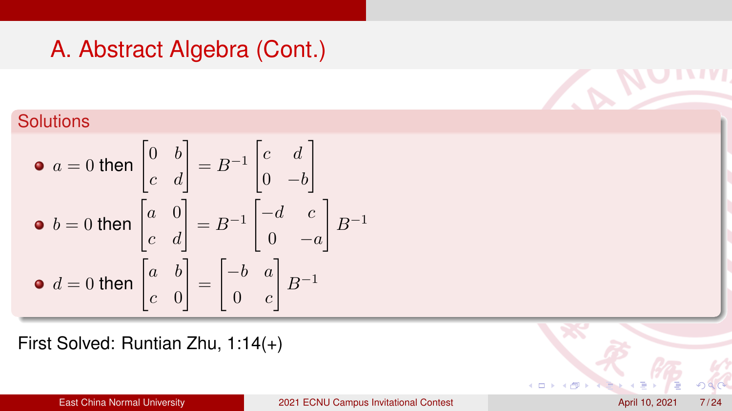# A. Abstract Algebra (Cont.)

## Solutions

- $a = 0$ then $\begin{bmatrix} 0 & b \\ c & d \end{bmatrix} = B^{-1} \begin{bmatrix} c & d \\ 0 & -b \end{bmatrix}$
- $b = 0$ then $\begin{bmatrix} a & 0 \\ c & d \end{bmatrix} = B^{-1} \begin{bmatrix} -d & c \\ 0 & -a \end{bmatrix} B^{-1}$
- $d = 0$ then $\begin{bmatrix} a & b \\ c & 0 \end{bmatrix} = \begin{bmatrix} -b & a \\ 0 & c \end{bmatrix} B^{-1}$

First Solved: Runtian Zhu, 1:14(+)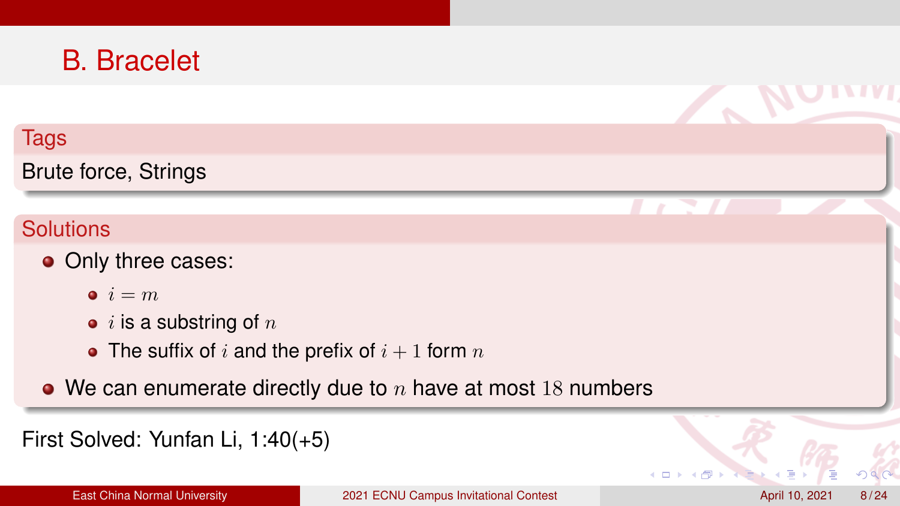# B. Bracelet

## Tags

Brute force, Strings

## Solutions

- Only three cases:
  - $i = m$
  - $i$ is a substring of $n$
  - The suffix of $i$ and the prefix of $i+1$ form $n$
- We can enumerate directly due to $n$ have at most $18$ numbers

First Solved: Yunfan Li, 1:40(+5)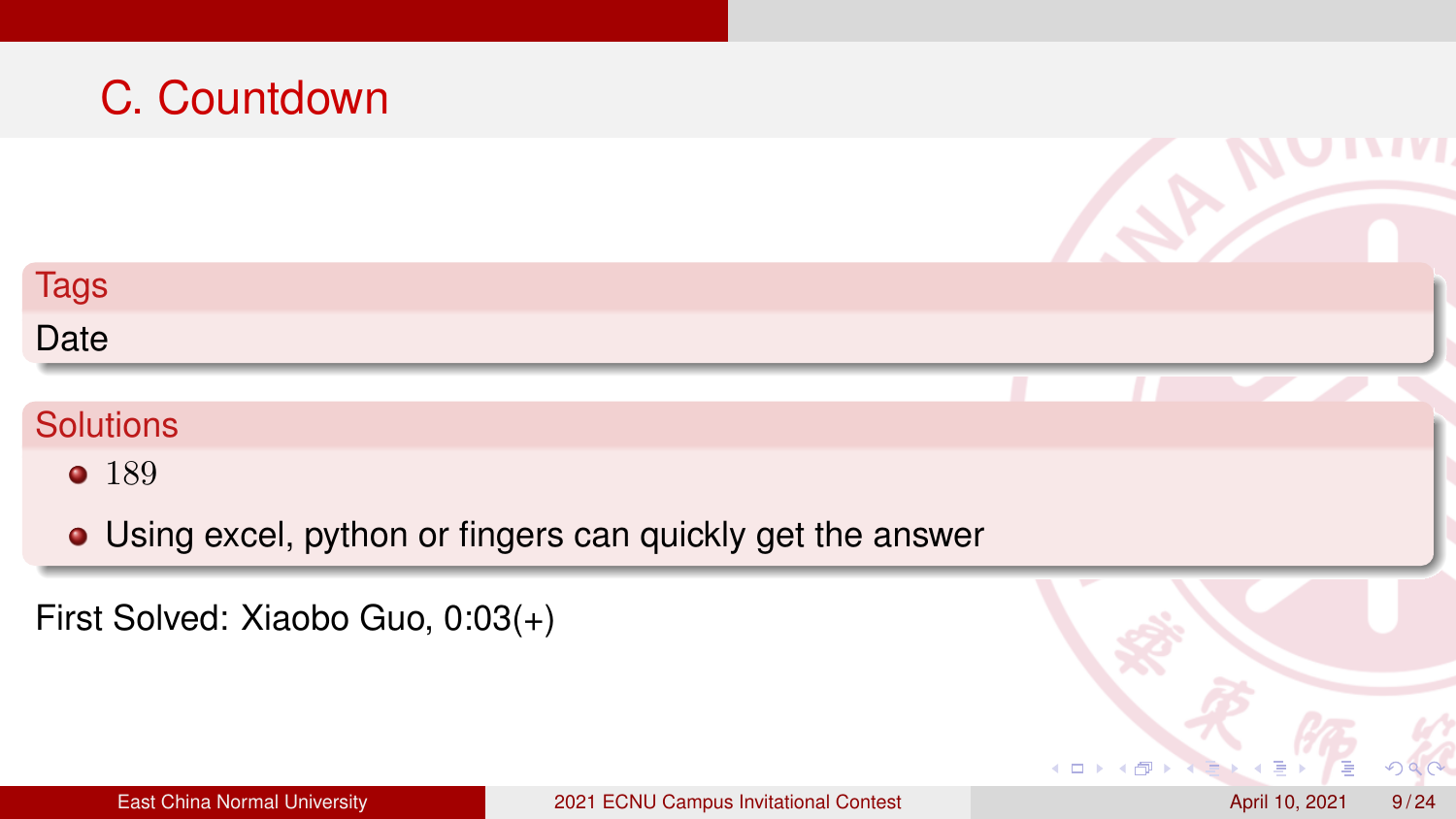# C. Countdown

## Tags

Date

## Solutions

- $189$
- Using excel, python or fingers can quickly get the answer

First Solved: Xiaobo Guo, 0:03(+)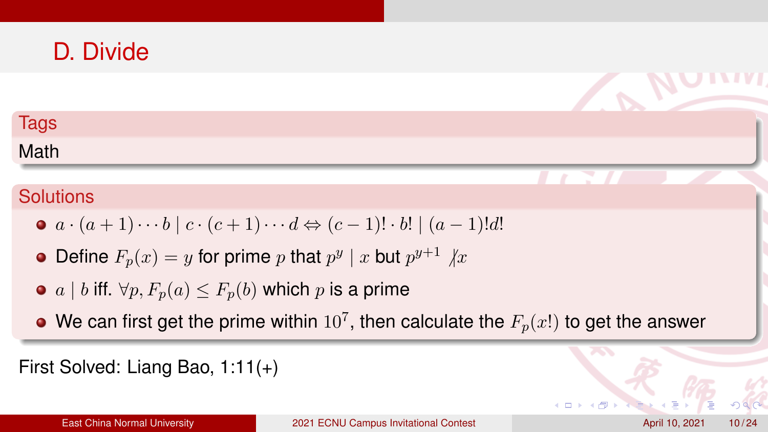# D. Divide

## Tags

Math

## Solutions

- $a \cdot (a+1) \cdots b \mid c \cdot (c+1) \cdots d \Leftrightarrow (c-1)! \cdot b! \mid (a-1)!d!$
- Define $F_p(x) = y$ for prime $p$ that $p^y \mid x$ but $p^{y+1} \nmid x$
- $a \mid b$ iff. $\forall p, F_p(a) \leq F_p(b)$ which $p$ is a prime
- We can first get the prime within $10^7$, then calculate the $F_p(x!)$ to get the answer

First Solved: Liang Bao, 1:11(+)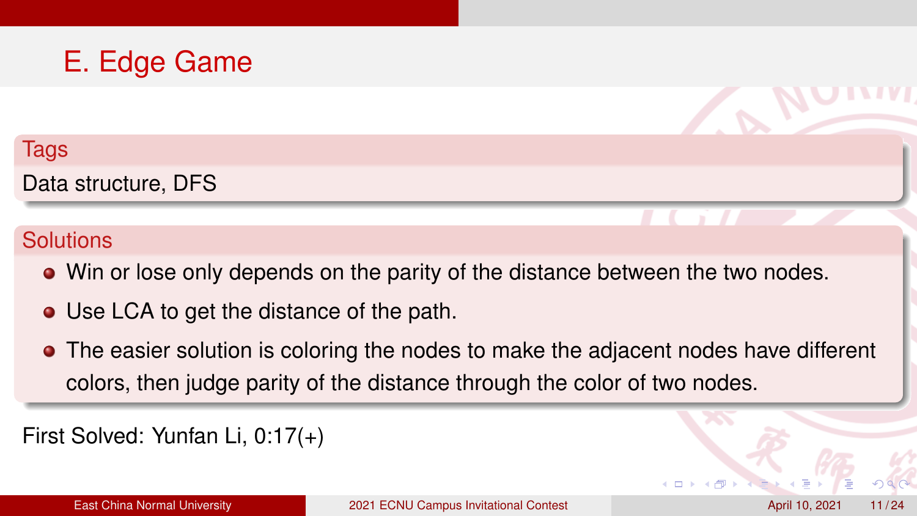# E. Edge Game

## Tags

Data structure, DFS

## Solutions

- Win or lose only depends on the parity of the distance between the two nodes.
- Use LCA to get the distance of the path.
- The easier solution is coloring the nodes to make the adjacent nodes have different colors, then judge parity of the distance through the color of two nodes.

First Solved: Yunfan Li, 0:17(+)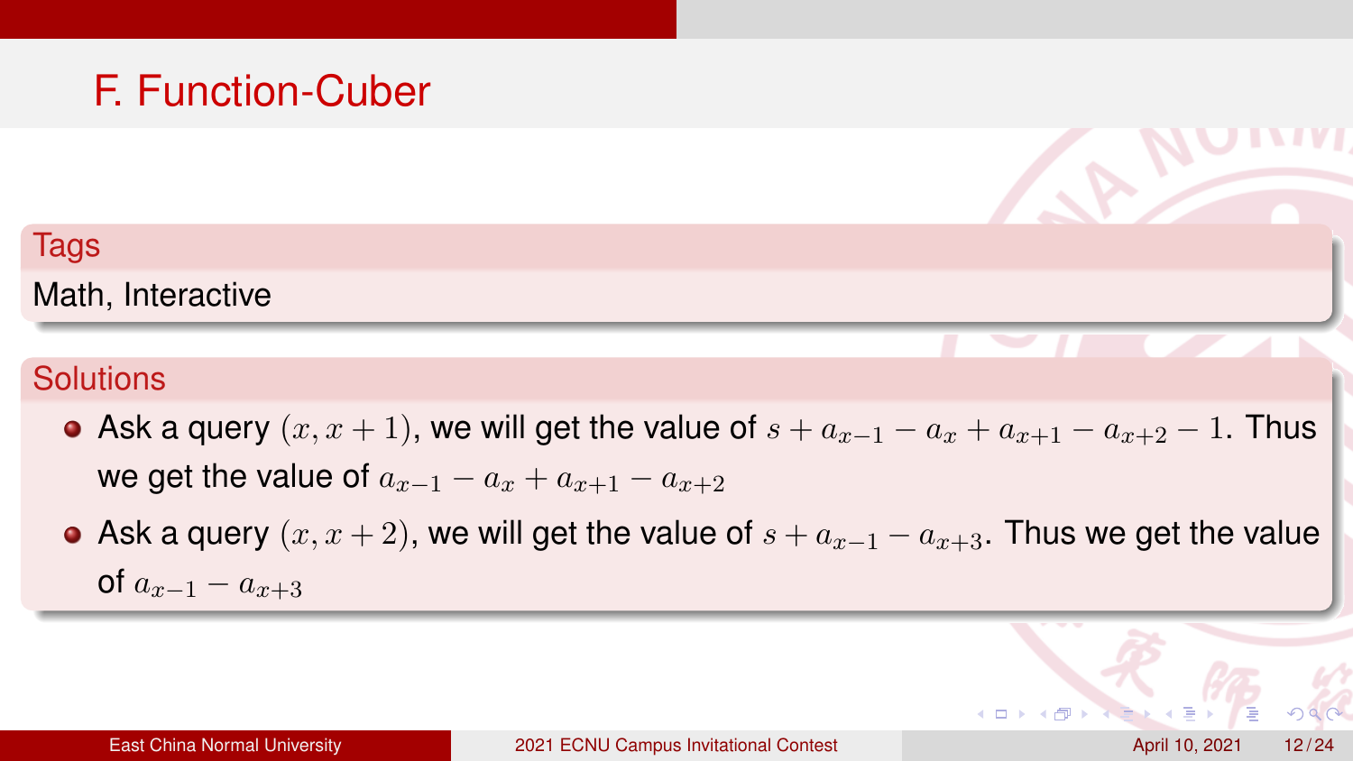# F. Function-Cuber

## Tags

Math, Interactive

## Solutions

- Ask a query $(x, x+1)$, we will get the value of $s + a_{x-1} - a_x + a_{x+1} - a_{x+2} - 1$. Thus we get the value of $a_{x-1} - a_x + a_{x+1} - a_{x+2}$
- Ask a query $(x, x+2)$, we will get the value of $s + a_{x-1} - a_{x+3}$. Thus we get the value of $a_{x-1} - a_{x+3}$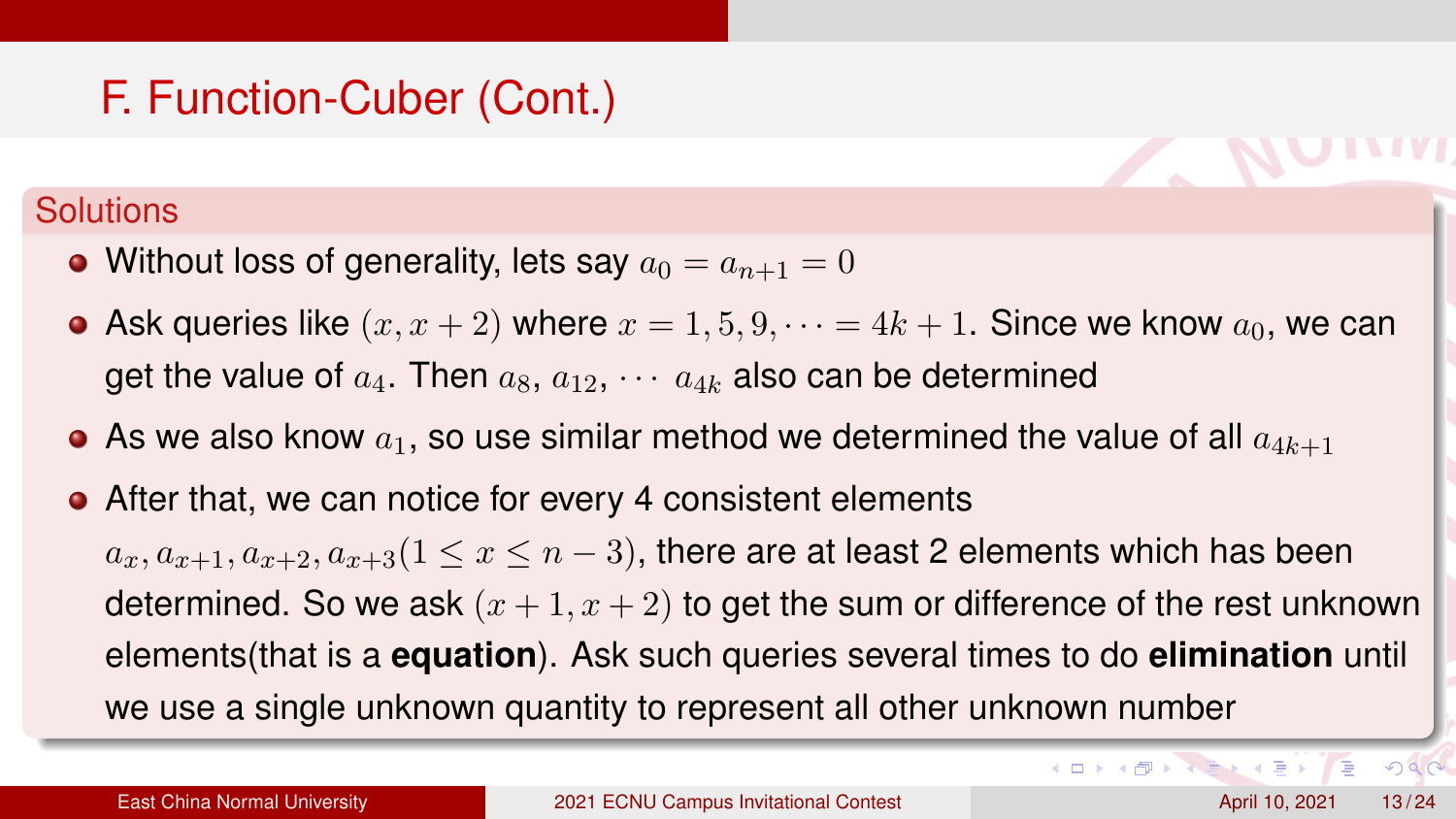# F. Function-Cuber (Cont.)

## Solutions

- Without loss of generality, lets say $a_0 = a_{n+1} = 0$
- Ask queries like $(x, x+2)$ where $x = 1, 5, 9, \cdots = 4k+1$. Since we know $a_0$, we can get the value of $a_4$. Then $a_8$, $a_{12}$, $\cdots$ $a_{4k}$ also can be determined
- As we also know $a_1$, so use similar method we determined the value of all $a_{4k+1}$
- After that, we can notice for every 4 consistent elements $a_x, a_{x+1}, a_{x+2}, a_{x+3} (1 \leq x \leq n-3)$, there are at least 2 elements which has been determined. So we ask $(x+1, x+2)$ to get the sum or difference of the rest unknown elements(that is a **equation**). Ask such queries several times to do **elimination** until we use a single unknown quantity to represent all other unknown number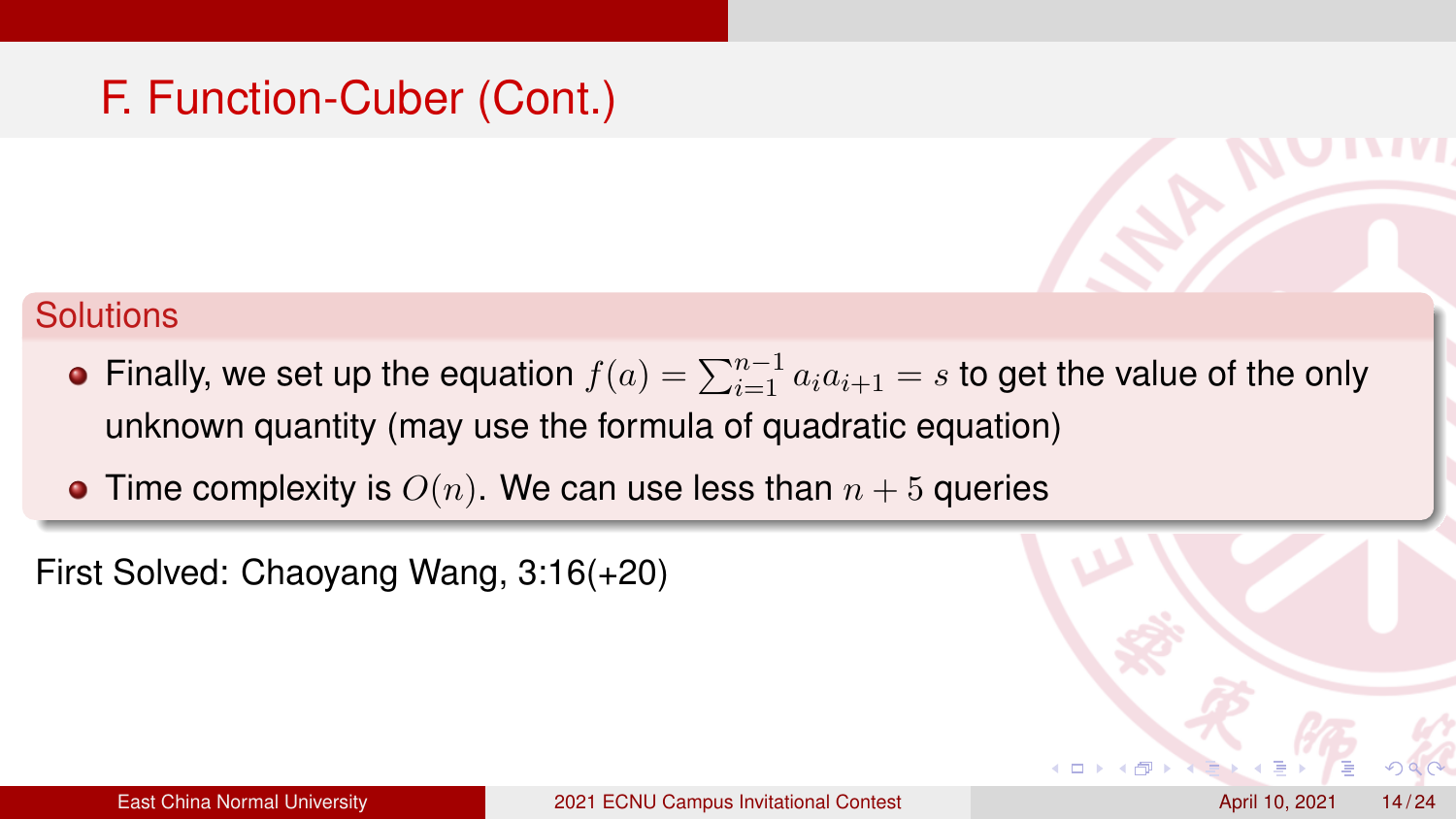# F. Function-Cuber (Cont.)

### Solutions

- Finally, we set up the equation $f(a) = \sum_{i=1}^{n-1} a_i a_{i+1} = s$ to get the value of the only unknown quantity (may use the formula of quadratic equation)
- Time complexity is $O(n)$. We can use less than $n + 5$ queries

First Solved: Chaoyang Wang, 3:16(+20)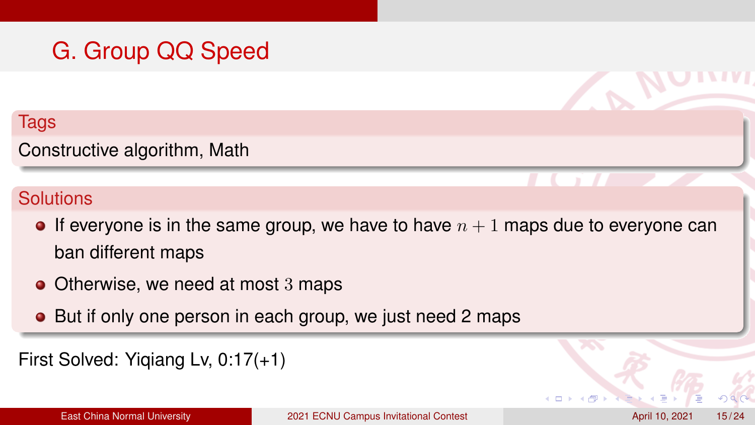# G. Group QQ Speed

## Tags

Constructive algorithm, Math

## Solutions

- If everyone is in the same group, we have to have $n+1$ maps due to everyone can ban different maps
- Otherwise, we need at most $3$ maps
- But if only one person in each group, we just need 2 maps

First Solved: Yiqiang Lv, 0:17(+1)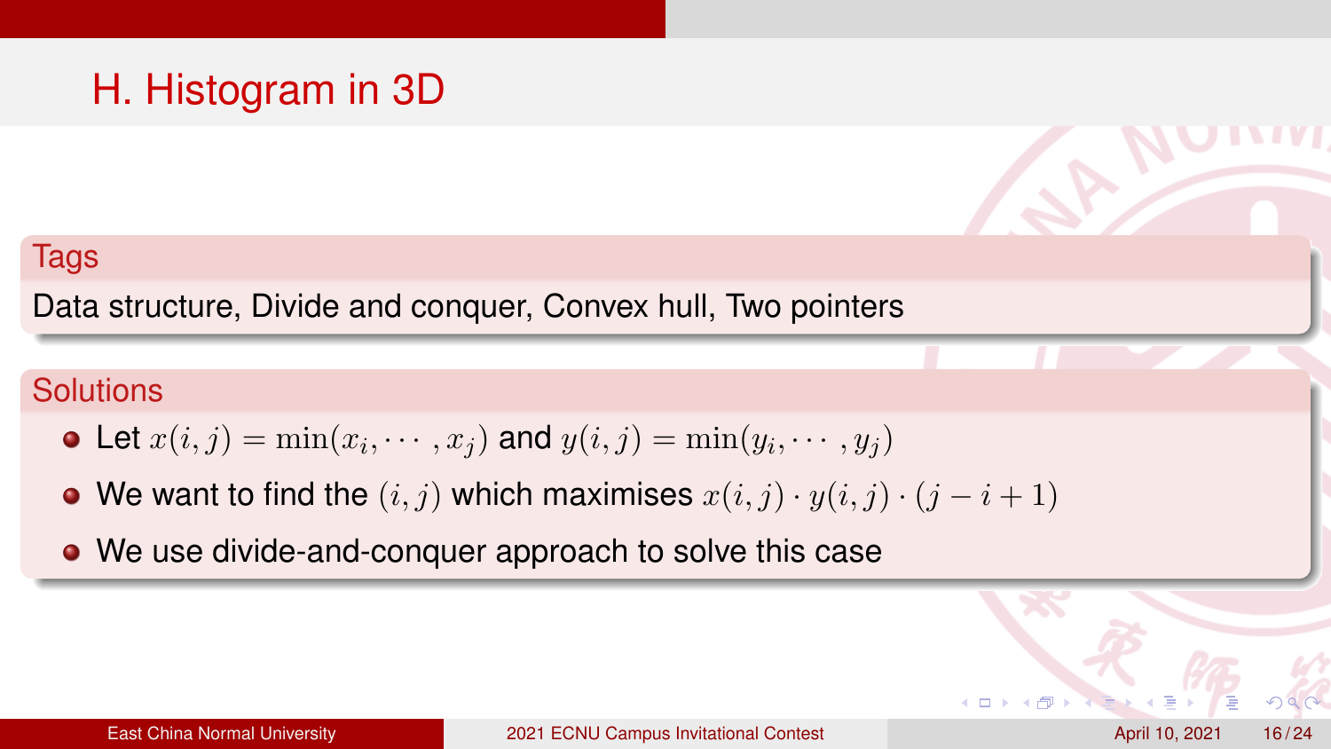# H. Histogram in 3D

### Tags

Data structure, Divide and conquer, Convex hull, Two pointers

### Solutions

- Let $x(i,j) = \min(x_i, \cdots, x_j)$ and $y(i,j) = \min(y_i, \cdots, y_j)$
- We want to find the $(i,j)$ which maximises $x(i,j) \cdot y(i,j) \cdot (j - i + 1)$
- We use divide-and-conquer approach to solve this case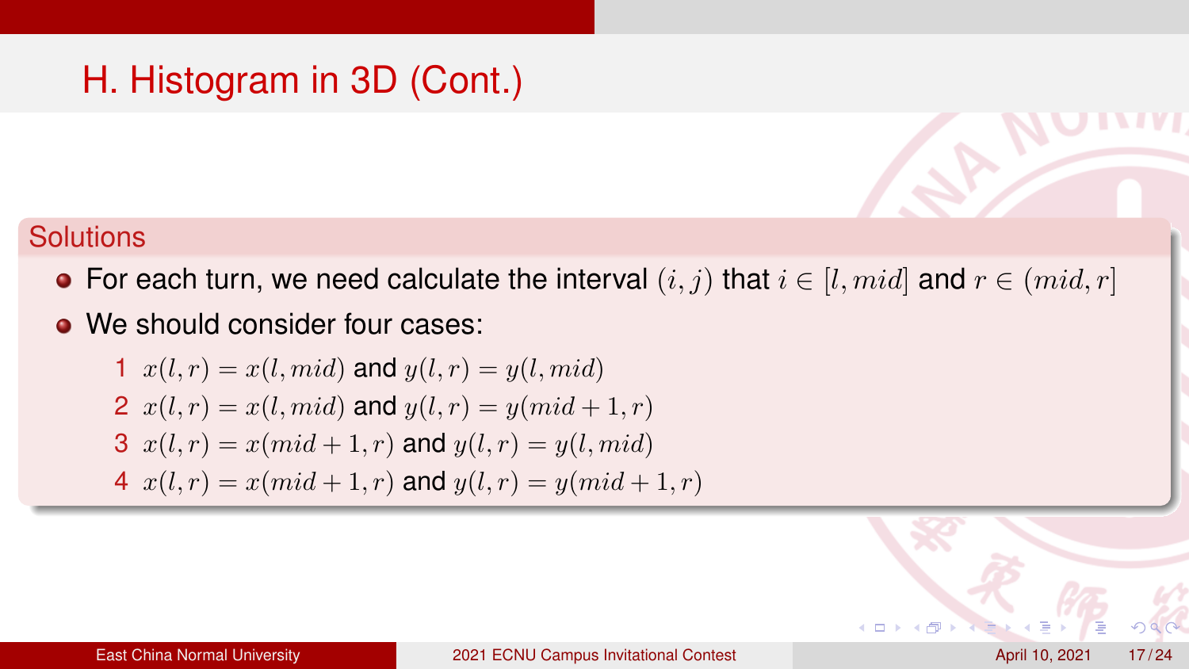# H. Histogram in 3D (Cont.)

## Solutions

- For each turn, we need calculate the interval $(i, j)$ that $i \in [l, mid]$ and $r \in (mid, r]$
- We should consider four cases:
  1. $x(l, r) = x(l, mid)$ and $y(l, r) = y(l, mid)$
  2. $x(l, r) = x(l, mid)$ and $y(l, r) = y(mid + 1, r)$
  3. $x(l, r) = x(mid + 1, r)$ and $y(l, r) = y(l, mid)$
  4. $x(l, r) = x(mid + 1, r)$ and $y(l, r) = y(mid + 1, r)$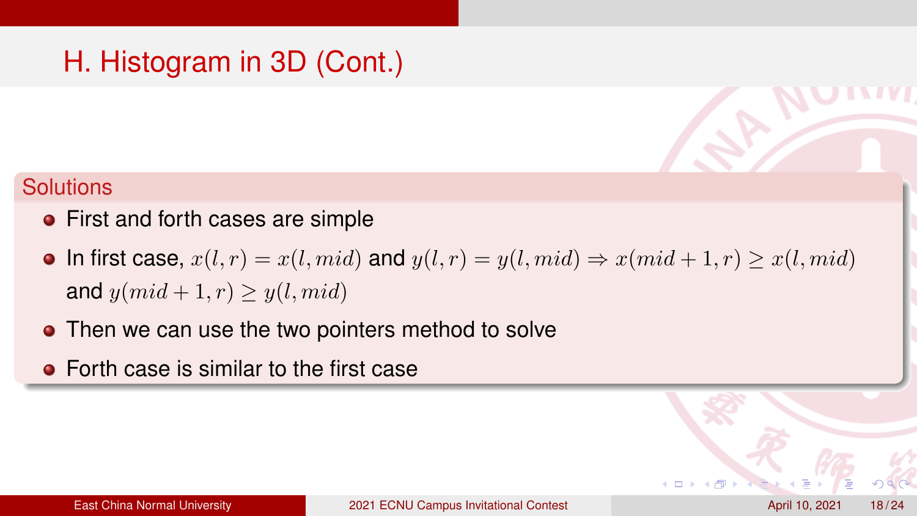# H. Histogram in 3D (Cont.)

## Solutions

- First and forth cases are simple
- In first case, $x(l, r) = x(l, mid)$ and $y(l, r) = y(l, mid) \Rightarrow x(mid + 1, r) \geq x(l, mid)$ and $y(mid + 1, r) \geq y(l, mid)$
- Then we can use the two pointers method to solve
- Forth case is similar to the first case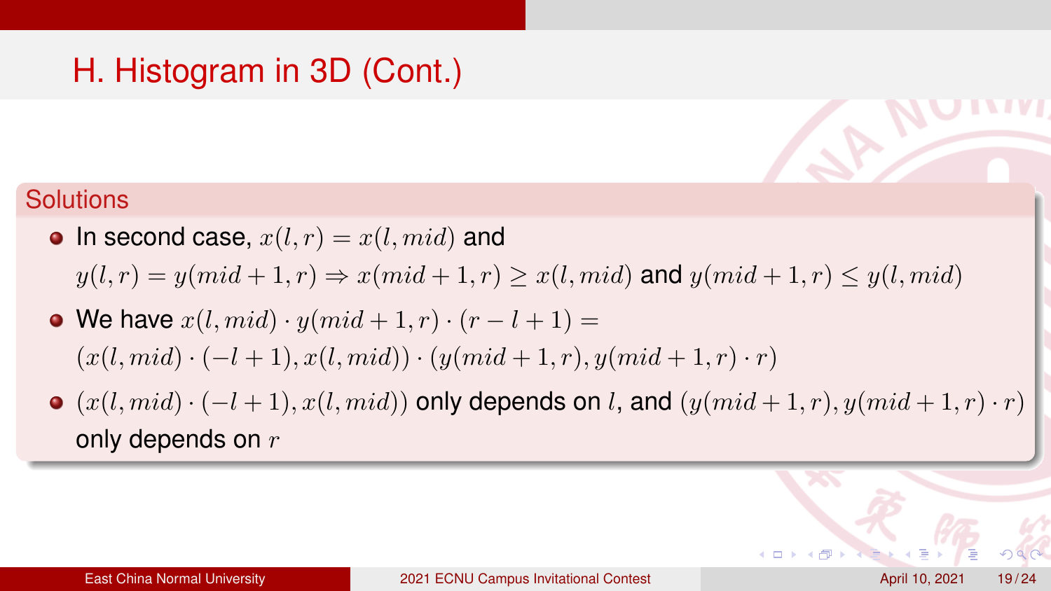# H. Histogram in 3D (Cont.)

### Solutions

- In second case, $x(l, r) = x(l, mid)$ and $y(l, r) = y(mid + 1, r) \Rightarrow x(mid + 1, r) \geq x(l, mid)$ and $y(mid + 1, r) \leq y(l, mid)$
- We have $x(l, mid) \cdot y(mid + 1, r) \cdot (r - l + 1) = (x(l, mid) \cdot (-l + 1), x(l, mid)) \cdot (y(mid + 1, r), y(mid + 1, r) \cdot r)$
- $(x(l, mid) \cdot (-l + 1), x(l, mid))$ only depends on $l$, and $(y(mid + 1, r), y(mid + 1, r) \cdot r)$ only depends on $r$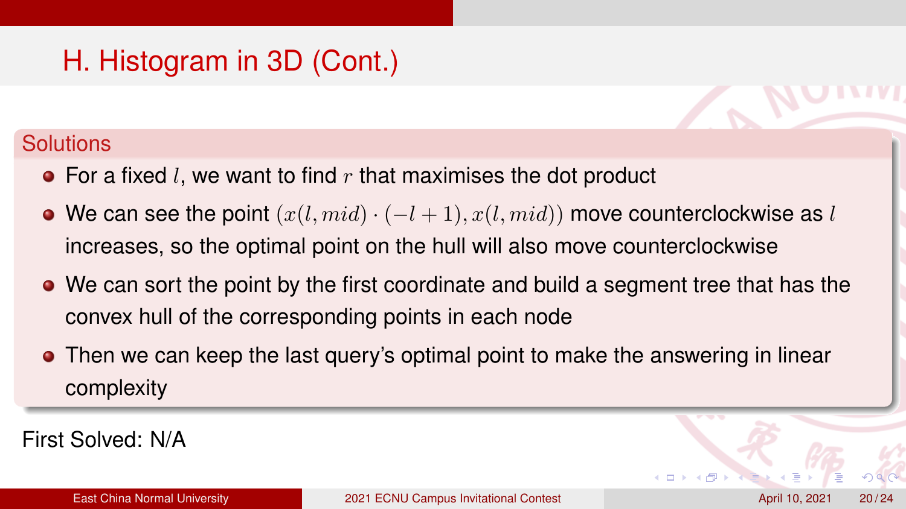# H. Histogram in 3D (Cont.)

## Solutions

- For a fixed $l$, we want to find $r$ that maximises the dot product
- We can see the point $(x(l, mid) \cdot (-l+1), x(l, mid))$ move counterclockwise as $l$ increases, so the optimal point on the hull will also move counterclockwise
- We can sort the point by the first coordinate and build a segment tree that has the convex hull of the corresponding points in each node
- Then we can keep the last query's optimal point to make the answering in linear complexity

First Solved: N/A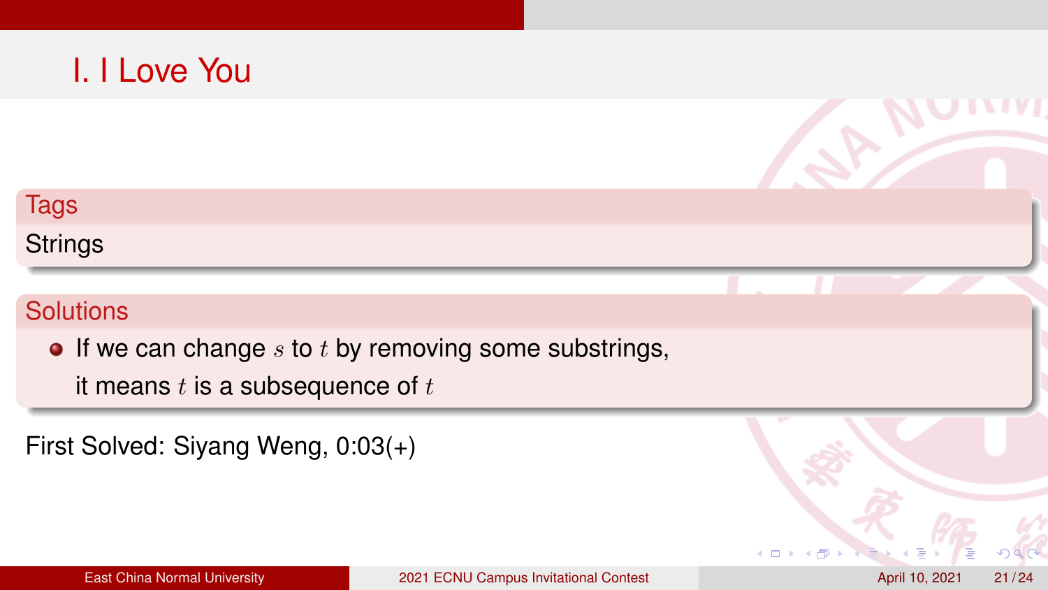# I. I Love You

**Tags**

Strings

**Solutions**

- If we can change $s$ to $t$ by removing some substrings, it means $t$ is a subsequence of $t$

First Solved: Siyang Weng, 0:03(+)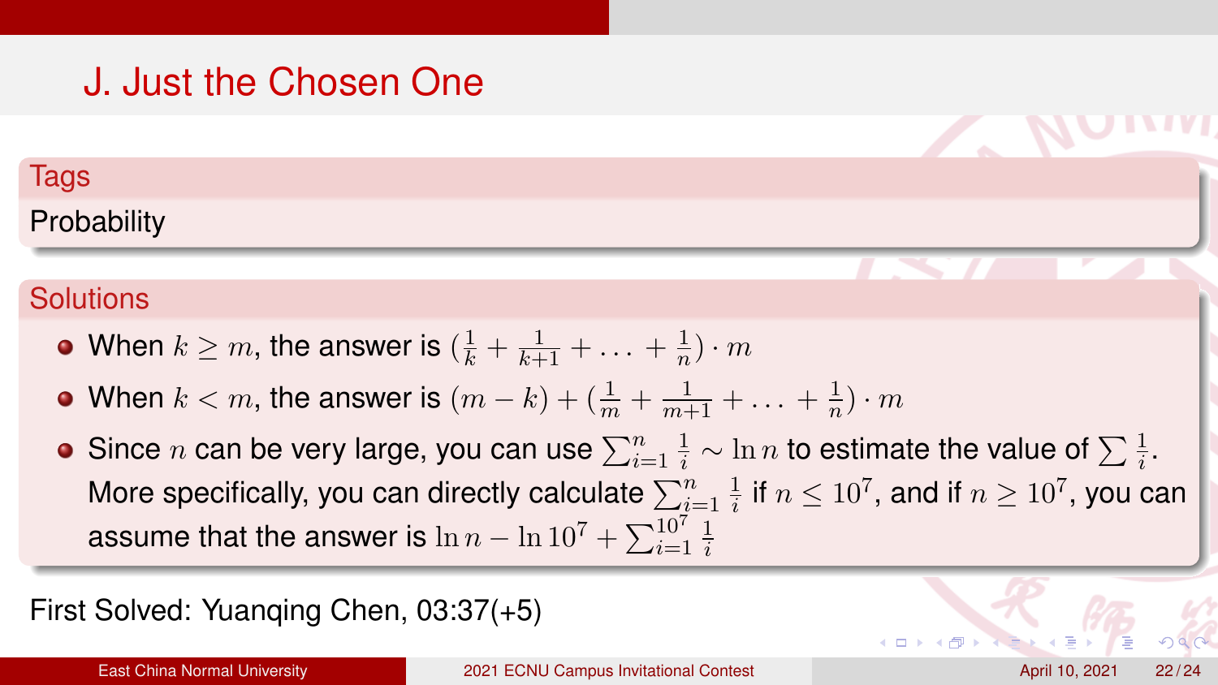# J. Just the Chosen One

## Tags

Probability

## Solutions

- When $k \geq m$, the answer is $(\frac{1}{k} + \frac{1}{k+1} + \ldots + \frac{1}{n}) \cdot m$
- When $k < m$, the answer is $(m-k) + (\frac{1}{m} + \frac{1}{m+1} + \ldots + \frac{1}{n}) \cdot m$
- Since $n$ can be very large, you can use $\sum_{i=1}^{n} \frac{1}{i} \sim \ln n$ to estimate the value of $\sum \frac{1}{i}$. More specifically, you can directly calculate $\sum_{i=1}^{n} \frac{1}{i}$ if $n \leq 10^7$, and if $n \geq 10^7$, you can assume that the answer is $\ln n - \ln 10^7 + \sum_{i=1}^{10^7} \frac{1}{i}$

First Solved: Yuanqing Chen, 03:37(+5)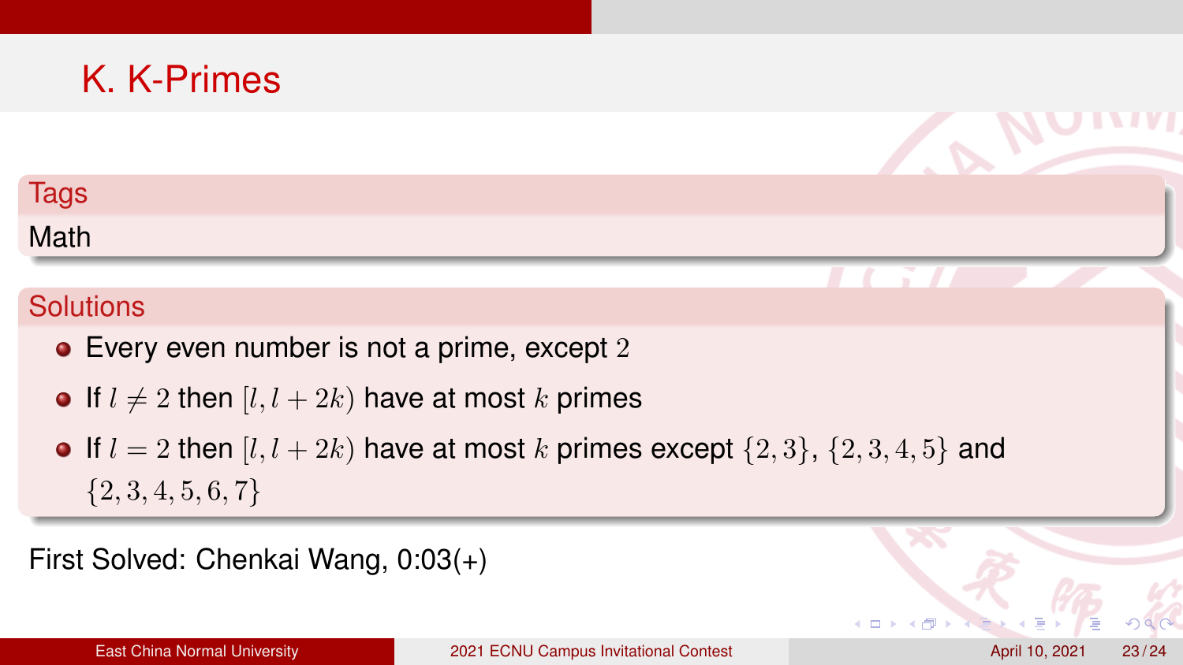# K. K-Primes

## Tags

Math

## Solutions

- Every even number is not a prime, except $2$
- If $l \neq 2$ then $[l, l+2k)$ have at most $k$ primes
- If $l = 2$ then $[l, l+2k)$ have at most $k$ primes except $\{2,3\}$, $\{2,3,4,5\}$ and $\{2,3,4,5,6,7\}$

First Solved: Chenkai Wang, 0:03(+)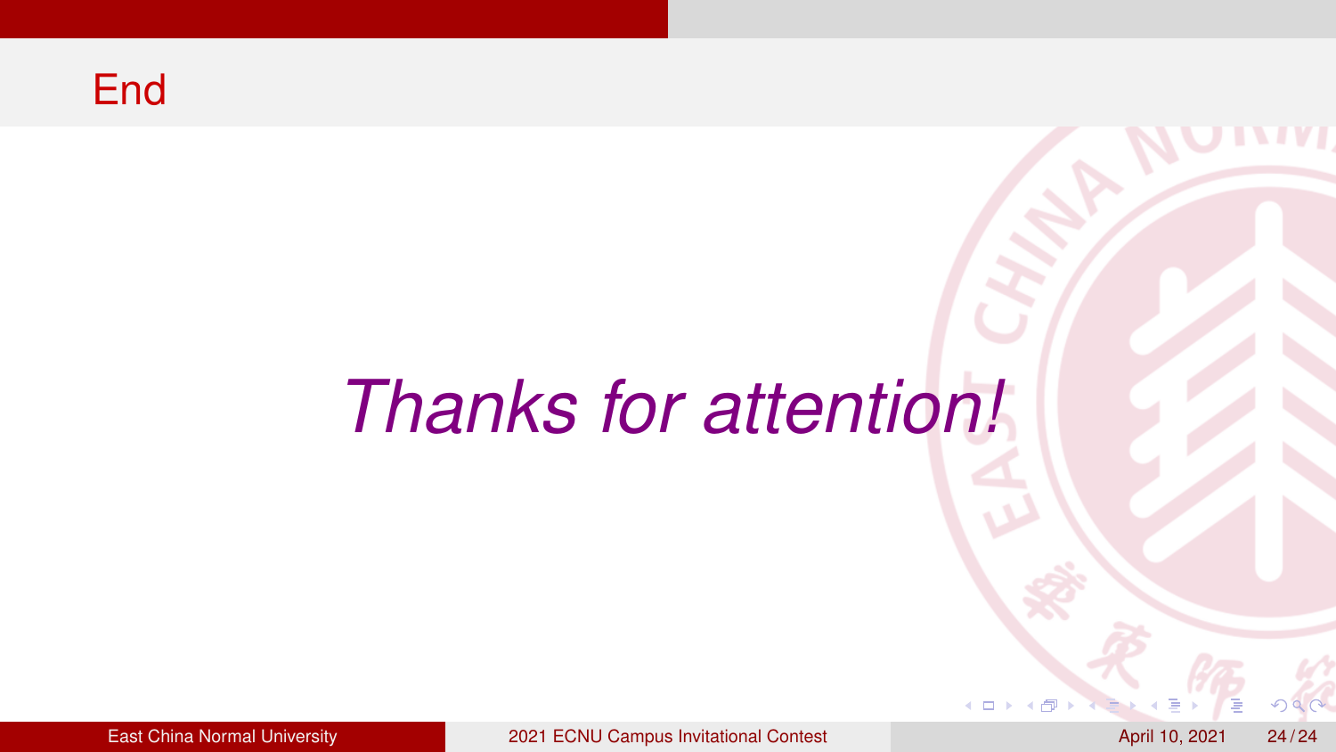# End

*Thanks for attention!*